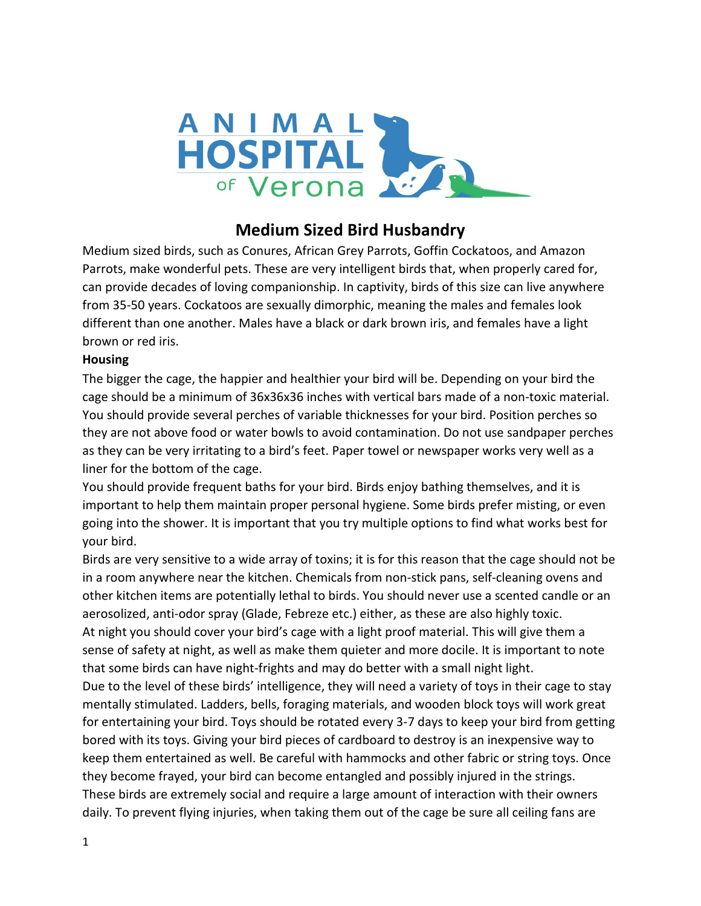ANIMAL HOSPITAL of Verona

# Medium Sized Bird Husbandry

Medium sized birds, such as Conures, African Grey Parrots, Goffin Cockatoos, and Amazon Parrots, make wonderful pets. These are very intelligent birds that, when properly cared for, can provide decades of loving companionship. In captivity, birds of this size can live anywhere from 35-50 years. Cockatoos are sexually dimorphic, meaning the males and females look different than one another. Males have a black or dark brown iris, and females have a light brown or red iris.

**Housing**

The bigger the cage, the happier and healthier your bird will be. Depending on your bird the cage should be a minimum of 36x36x36 inches with vertical bars made of a non-toxic material. You should provide several perches of variable thicknesses for your bird. Position perches so they are not above food or water bowls to avoid contamination. Do not use sandpaper perches as they can be very irritating to a bird's feet. Paper towel or newspaper works very well as a liner for the bottom of the cage.

You should provide frequent baths for your bird. Birds enjoy bathing themselves, and it is important to help them maintain proper personal hygiene. Some birds prefer misting, or even going into the shower. It is important that you try multiple options to find what works best for your bird.

Birds are very sensitive to a wide array of toxins; it is for this reason that the cage should not be in a room anywhere near the kitchen. Chemicals from non-stick pans, self-cleaning ovens and other kitchen items are potentially lethal to birds. You should never use a scented candle or an aerosolized, anti-odor spray (Glade, Febreze etc.) either, as these are also highly toxic.

At night you should cover your bird's cage with a light proof material. This will give them a sense of safety at night, as well as make them quieter and more docile. It is important to note that some birds can have night-frights and may do better with a small night light.

Due to the level of these birds' intelligence, they will need a variety of toys in their cage to stay mentally stimulated. Ladders, bells, foraging materials, and wooden block toys will work great for entertaining your bird. Toys should be rotated every 3-7 days to keep your bird from getting bored with its toys. Giving your bird pieces of cardboard to destroy is an inexpensive way to keep them entertained as well. Be careful with hammocks and other fabric or string toys. Once they become frayed, your bird can become entangled and possibly injured in the strings.

These birds are extremely social and require a large amount of interaction with their owners daily. To prevent flying injuries, when taking them out of the cage be sure all ceiling fans are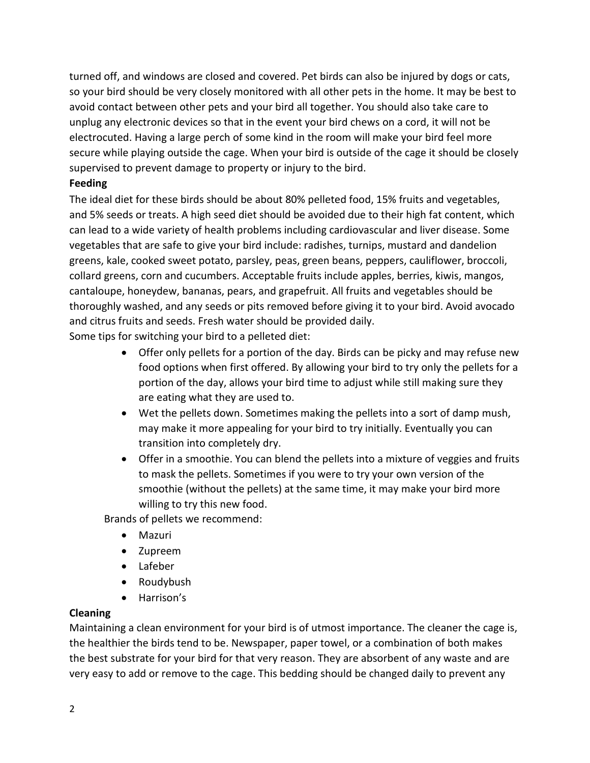turned off, and windows are closed and covered. Pet birds can also be injured by dogs or cats, so your bird should be very closely monitored with all other pets in the home. It may be best to avoid contact between other pets and your bird all together. You should also take care to unplug any electronic devices so that in the event your bird chews on a cord, it will not be electrocuted. Having a large perch of some kind in the room will make your bird feel more secure while playing outside the cage. When your bird is outside of the cage it should be closely supervised to prevent damage to property or injury to the bird.

**Feeding**

The ideal diet for these birds should be about 80% pelleted food, 15% fruits and vegetables, and 5% seeds or treats. A high seed diet should be avoided due to their high fat content, which can lead to a wide variety of health problems including cardiovascular and liver disease. Some vegetables that are safe to give your bird include: radishes, turnips, mustard and dandelion greens, kale, cooked sweet potato, parsley, peas, green beans, peppers, cauliflower, broccoli, collard greens, corn and cucumbers. Acceptable fruits include apples, berries, kiwis, mangos, cantaloupe, honeydew, bananas, pears, and grapefruit. All fruits and vegetables should be thoroughly washed, and any seeds or pits removed before giving it to your bird. Avoid avocado and citrus fruits and seeds. Fresh water should be provided daily.

Some tips for switching your bird to a pelleted diet:

- Offer only pellets for a portion of the day. Birds can be picky and may refuse new food options when first offered. By allowing your bird to try only the pellets for a portion of the day, allows your bird time to adjust while still making sure they are eating what they are used to.
- Wet the pellets down. Sometimes making the pellets into a sort of damp mush, may make it more appealing for your bird to try initially. Eventually you can transition into completely dry.
- Offer in a smoothie. You can blend the pellets into a mixture of veggies and fruits to mask the pellets. Sometimes if you were to try your own version of the smoothie (without the pellets) at the same time, it may make your bird more willing to try this new food.

Brands of pellets we recommend:

- Mazuri
- Zupreem
- Lafeber
- Roudybush
- Harrison's

**Cleaning**

Maintaining a clean environment for your bird is of utmost importance. The cleaner the cage is, the healthier the birds tend to be. Newspaper, paper towel, or a combination of both makes the best substrate for your bird for that very reason. They are absorbent of any waste and are very easy to add or remove to the cage. This bedding should be changed daily to prevent any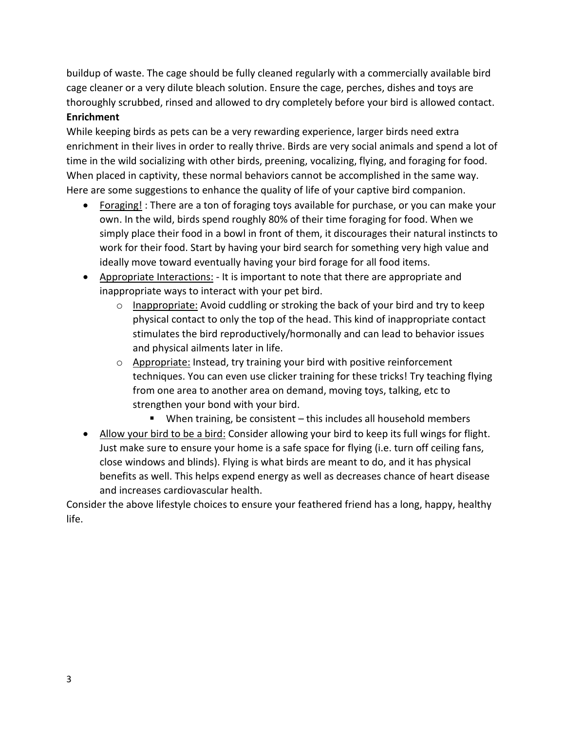buildup of waste. The cage should be fully cleaned regularly with a commercially available bird cage cleaner or a very dilute bleach solution. Ensure the cage, perches, dishes and toys are thoroughly scrubbed, rinsed and allowed to dry completely before your bird is allowed contact.

**Enrichment**

While keeping birds as pets can be a very rewarding experience, larger birds need extra enrichment in their lives in order to really thrive. Birds are very social animals and spend a lot of time in the wild socializing with other birds, preening, vocalizing, flying, and foraging for food. When placed in captivity, these normal behaviors cannot be accomplished in the same way. Here are some suggestions to enhance the quality of life of your captive bird companion.

- <u>Foraging!</u> : There are a ton of foraging toys available for purchase, or you can make your own. In the wild, birds spend roughly 80% of their time foraging for food. When we simply place their food in a bowl in front of them, it discourages their natural instincts to work for their food. Start by having your bird search for something very high value and ideally move toward eventually having your bird forage for all food items.
- <u>Appropriate Interactions:</u> - It is important to note that there are appropriate and inappropriate ways to interact with your pet bird.
  - <u>Inappropriate:</u> Avoid cuddling or stroking the back of your bird and try to keep physical contact to only the top of the head. This kind of inappropriate contact stimulates the bird reproductively/hormonally and can lead to behavior issues and physical ailments later in life.
  - <u>Appropriate:</u> Instead, try training your bird with positive reinforcement techniques. You can even use clicker training for these tricks! Try teaching flying from one area to another area on demand, moving toys, talking, etc to strengthen your bond with your bird.
    - When training, be consistent – this includes all household members
- <u>Allow your bird to be a bird:</u> Consider allowing your bird to keep its full wings for flight. Just make sure to ensure your home is a safe space for flying (i.e. turn off ceiling fans, close windows and blinds). Flying is what birds are meant to do, and it has physical benefits as well. This helps expend energy as well as decreases chance of heart disease and increases cardiovascular health.

Consider the above lifestyle choices to ensure your feathered friend has a long, happy, healthy life.